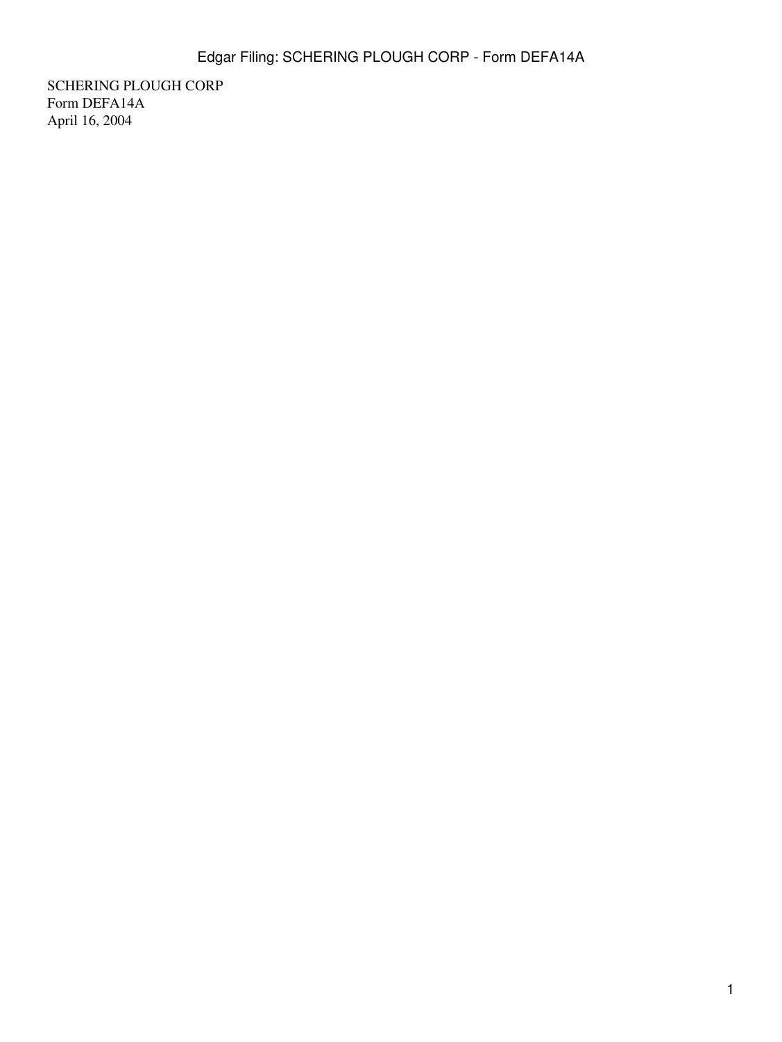SCHERING PLOUGH CORP
Form DEFA14A
April 16, 2004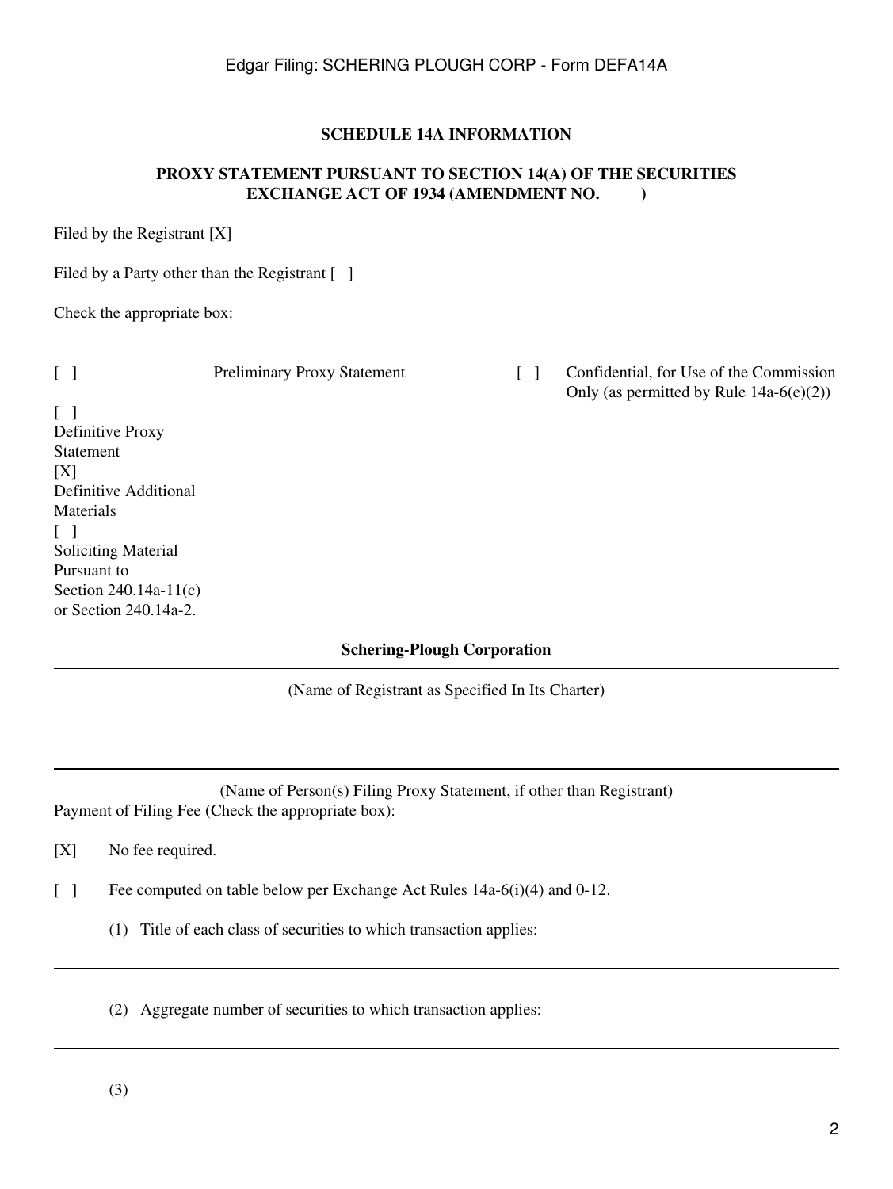**SCHEDULE 14A INFORMATION**

**PROXY STATEMENT PURSUANT TO SECTION 14(A) OF THE SECURITIES EXCHANGE ACT OF 1934 (AMENDMENT NO. )**

Filed by the Registrant [X]

Filed by a Party other than the Registrant [ ]

Check the appropriate box:

[ ] Preliminary Proxy Statement

[ ] Confidential, for Use of the Commission Only (as permitted by Rule 14a-6(e)(2))

[ ] Definitive Proxy Statement

[X] Definitive Additional Materials

[ ] Soliciting Material Pursuant to Section 240.14a-11(c) or Section 240.14a-2.

**Schering-Plough Corporation**

(Name of Registrant as Specified In Its Charter)

(Name of Person(s) Filing Proxy Statement, if other than Registrant)

Payment of Filing Fee (Check the appropriate box):

[X] No fee required.

[ ] Fee computed on table below per Exchange Act Rules 14a-6(i)(4) and 0-12.

(1) Title of each class of securities to which transaction applies:

(2) Aggregate number of securities to which transaction applies:

(3)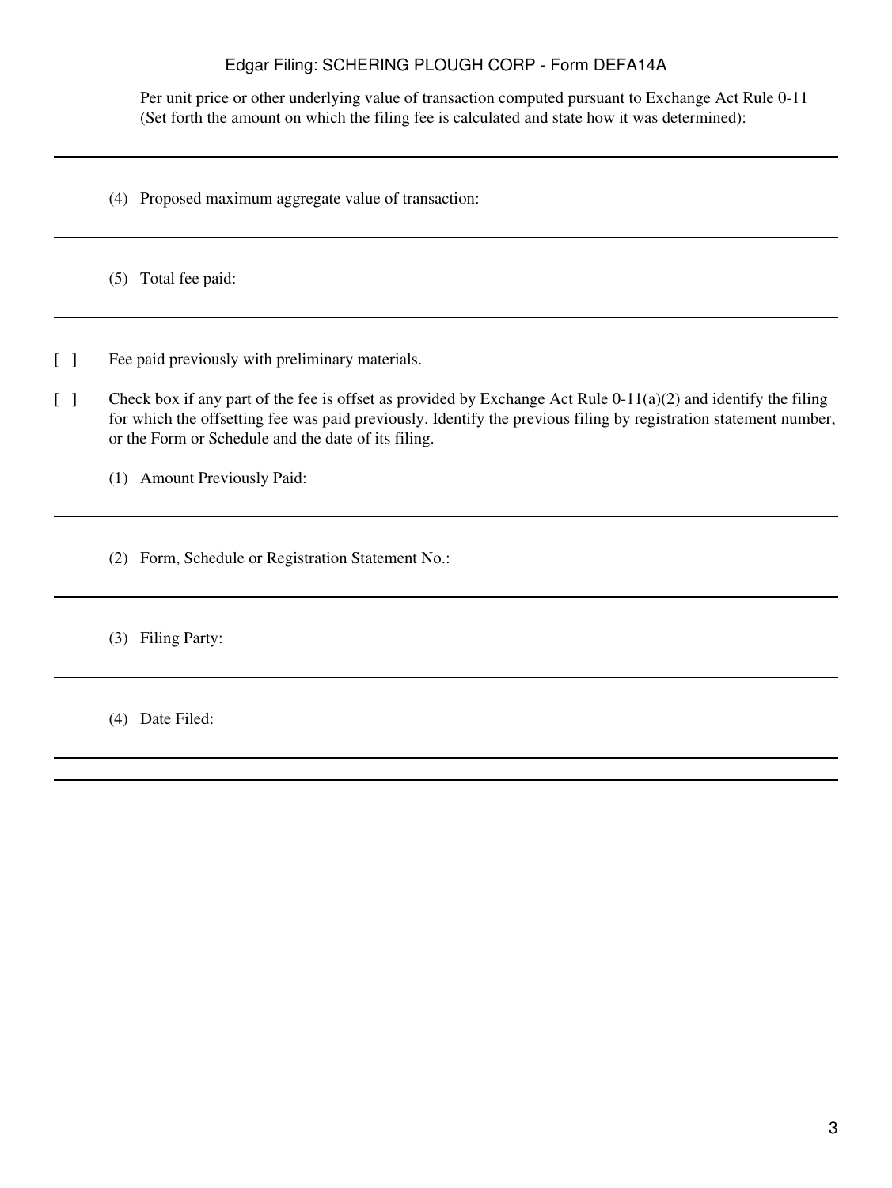Per unit price or other underlying value of transaction computed pursuant to Exchange Act Rule 0-11 (Set forth the amount on which the filing fee is calculated and state how it was determined):

---

(4) Proposed maximum aggregate value of transaction:

---

(5) Total fee paid:

---

[ ] Fee paid previously with preliminary materials.

[ ] Check box if any part of the fee is offset as provided by Exchange Act Rule 0-11(a)(2) and identify the filing for which the offsetting fee was paid previously. Identify the previous filing by registration statement number, or the Form or Schedule and the date of its filing.

(1) Amount Previously Paid:

---

(2) Form, Schedule or Registration Statement No.:

---

(3) Filing Party:

---

(4) Date Filed:

---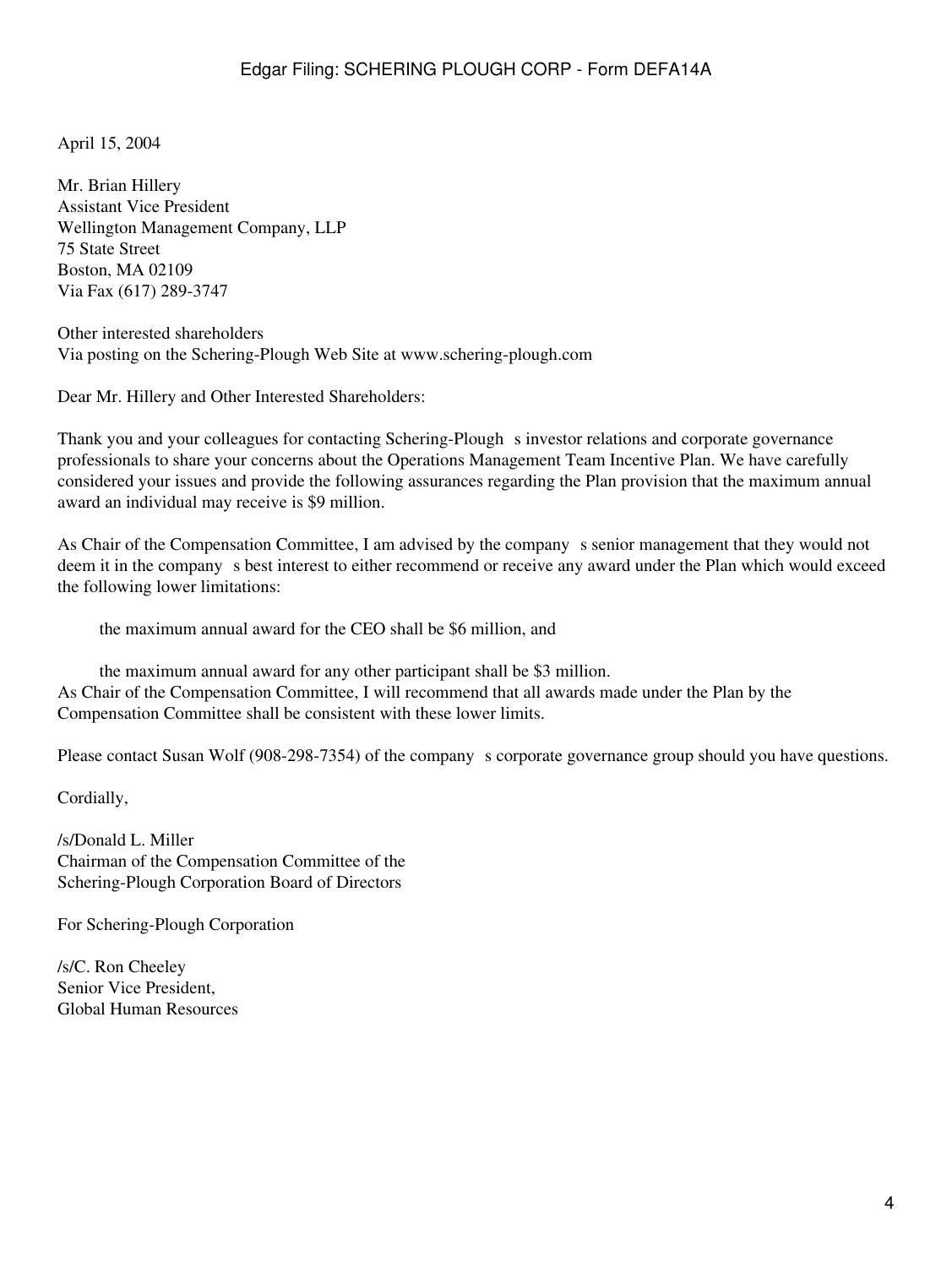April 15, 2004

Mr. Brian Hillery
Assistant Vice President
Wellington Management Company, LLP
75 State Street
Boston, MA 02109
Via Fax (617) 289-3747

Other interested shareholders
Via posting on the Schering-Plough Web Site at www.schering-plough.com

Dear Mr. Hillery and Other Interested Shareholders:

Thank you and your colleagues for contacting Schering-Plough s investor relations and corporate governance professionals to share your concerns about the Operations Management Team Incentive Plan. We have carefully considered your issues and provide the following assurances regarding the Plan provision that the maximum annual award an individual may receive is $9 million.

As Chair of the Compensation Committee, I am advised by the company s senior management that they would not deem it in the company s best interest to either recommend or receive any award under the Plan which would exceed the following lower limitations:

- the maximum annual award for the CEO shall be $6 million, and
- the maximum annual award for any other participant shall be $3 million.

As Chair of the Compensation Committee, I will recommend that all awards made under the Plan by the Compensation Committee shall be consistent with these lower limits.

Please contact Susan Wolf (908-298-7354) of the company s corporate governance group should you have questions.

Cordially,

/s/Donald L. Miller
Chairman of the Compensation Committee of the
Schering-Plough Corporation Board of Directors

For Schering-Plough Corporation

/s/C. Ron Cheeley
Senior Vice President,
Global Human Resources